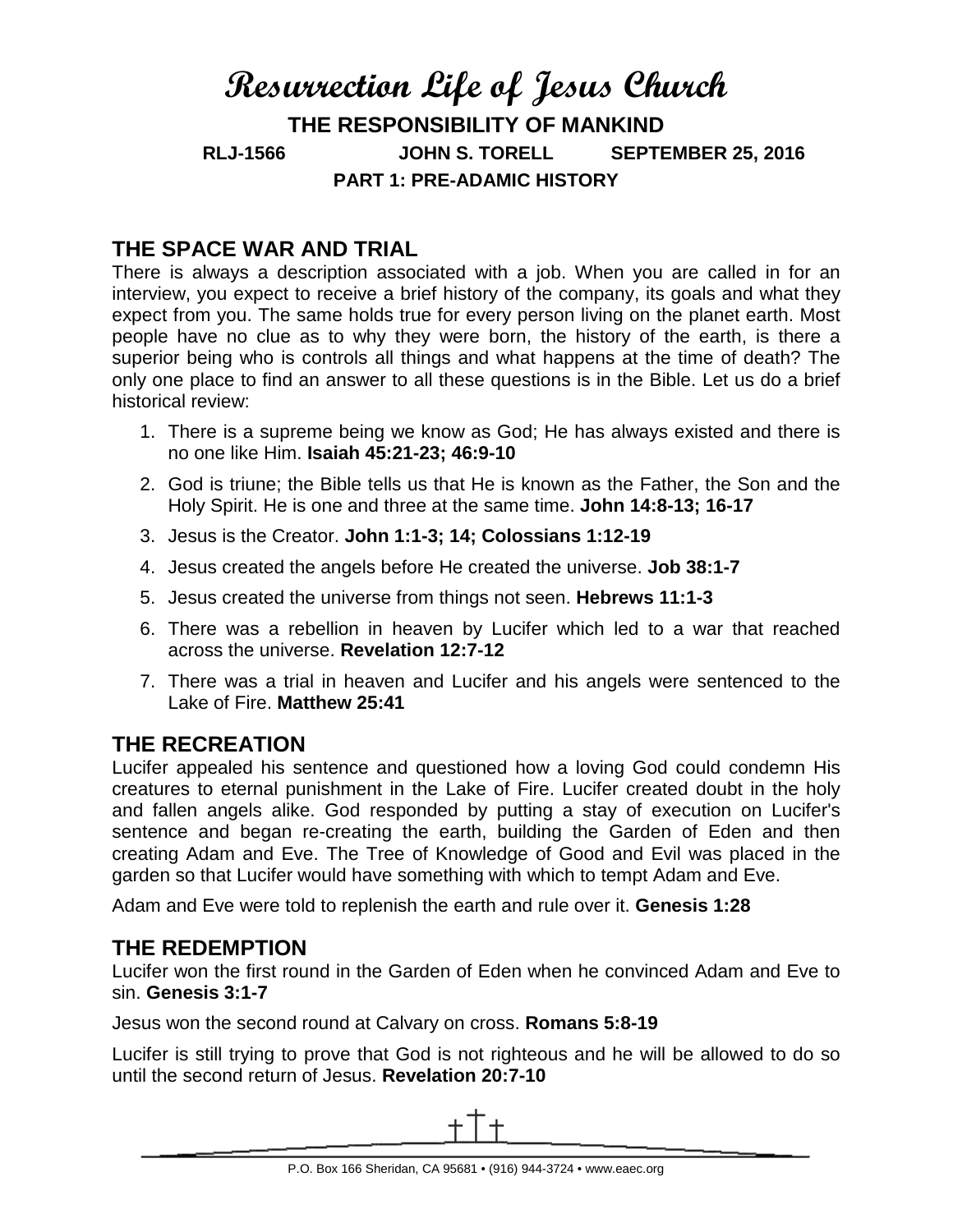# Resurrection Life of Jesus Church

## THE RESPONSIBILITY OF MANKIND

**RLJ-1566 JOHN S. TORELL SEPTEMBER 25, 2016**

**PART 1: PRE-ADAMIC HISTORY**

## THE SPACE WAR AND TRIAL

There is always a description associated with a job. When you are called in for an interview, you expect to receive a brief history of the company, its goals and what they expect from you. The same holds true for every person living on the planet earth. Most people have no clue as to why they were born, the history of the earth, is there a superior being who is controls all things and what happens at the time of death? The only one place to find an answer to all these questions is in the Bible. Let us do a brief historical review:

1. There is a supreme being we know as God; He has always existed and there is no one like Him. **Isaiah 45:21-23; 46:9-10**
2. God is triune; the Bible tells us that He is known as the Father, the Son and the Holy Spirit. He is one and three at the same time. **John 14:8-13; 16-17**
3. Jesus is the Creator. **John 1:1-3; 14; Colossians 1:12-19**
4. Jesus created the angels before He created the universe. **Job 38:1-7**
5. Jesus created the universe from things not seen. **Hebrews 11:1-3**
6. There was a rebellion in heaven by Lucifer which led to a war that reached across the universe. **Revelation 12:7-12**
7. There was a trial in heaven and Lucifer and his angels were sentenced to the Lake of Fire. **Matthew 25:41**

## THE RECREATION

Lucifer appealed his sentence and questioned how a loving God could condemn His creatures to eternal punishment in the Lake of Fire. Lucifer created doubt in the holy and fallen angels alike. God responded by putting a stay of execution on Lucifer's sentence and began re-creating the earth, building the Garden of Eden and then creating Adam and Eve. The Tree of Knowledge of Good and Evil was placed in the garden so that Lucifer would have something with which to tempt Adam and Eve.

Adam and Eve were told to replenish the earth and rule over it. **Genesis 1:28**

## THE REDEMPTION

Lucifer won the first round in the Garden of Eden when he convinced Adam and Eve to sin. **Genesis 3:1-7**

Jesus won the second round at Calvary on cross. **Romans 5:8-19**

Lucifer is still trying to prove that God is not righteous and he will be allowed to do so until the second return of Jesus. **Revelation 20:7-10**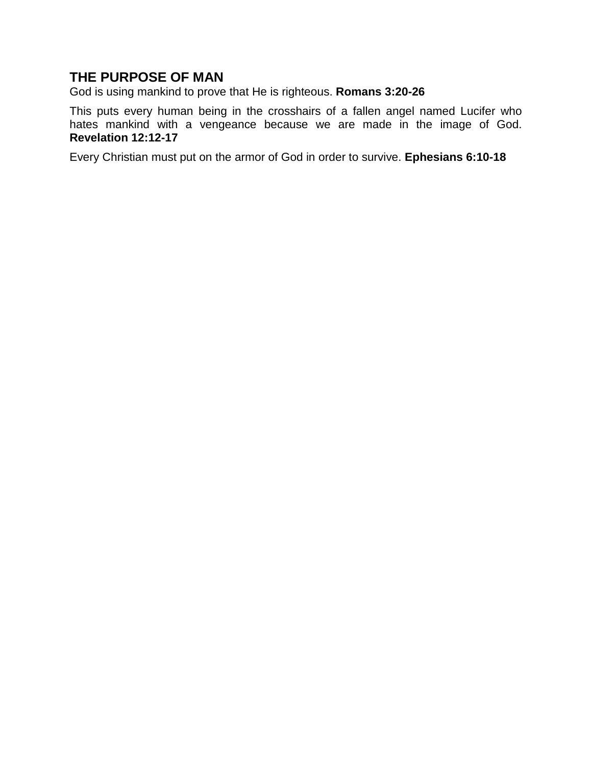## THE PURPOSE OF MAN

God is using mankind to prove that He is righteous. **Romans 3:20-26**

This puts every human being in the crosshairs of a fallen angel named Lucifer who hates mankind with a vengeance because we are made in the image of God. **Revelation 12:12-17**

Every Christian must put on the armor of God in order to survive. **Ephesians 6:10-18**